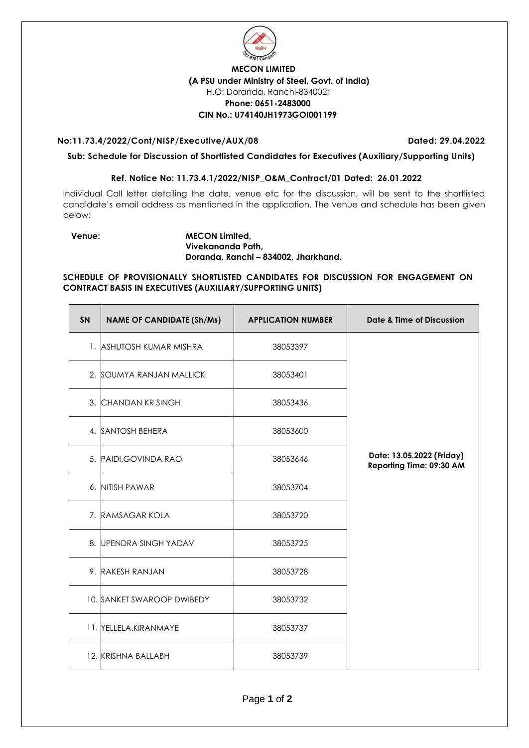**MECON LIMITED**
**(A PSU under Ministry of Steel, Govt. of India)**
H.O: Doranda, Ranchi-834002;
**Phone: 0651-2483000**
**CIN No.: U74140JH1973GOI001199**

**No:11.73.4/2022/Cont/NISP/Executive/AUX/08** **Dated: 29.04.2022**

**Sub: Schedule for Discussion of Shortlisted Candidates for Executives (Auxiliary/Supporting Units)**

**Ref. Notice No: 11.73.4.1/2022/NISP_O&M_Contract/01 Dated: 26.01.2022**

Individual Call letter detailing the date, venue etc for the discussion, will be sent to the shortlisted candidate's email address as mentioned in the application. The venue and schedule has been given below:

**Venue:** **MECON Limited,**
**Vivekananda Path,**
**Doranda, Ranchi – 834002, Jharkhand.**

**SCHEDULE OF PROVISIONALLY SHORTLISTED CANDIDATES FOR DISCUSSION FOR ENGAGEMENT ON CONTRACT BASIS IN EXECUTIVES (AUXILIARY/SUPPORTING UNITS)**

| SN | NAME OF CANDIDATE (Sh/Ms) | APPLICATION NUMBER | Date & Time of Discussion |
|---|---|---|---|
| 1. | ASHUTOSH KUMAR MISHRA | 38053397 | Date: 13.05.2022 (Friday) Reporting Time: 09:30 AM |
| 2. | SOUMYA RANJAN MALLICK | 38053401 | |
| 3. | CHANDAN KR SINGH | 38053436 | |
| 4. | SANTOSH BEHERA | 38053600 | |
| 5. | PAIDI.GOVINDA RAO | 38053646 | |
| 6. | NITISH PAWAR | 38053704 | |
| 7. | RAMSAGAR KOLA | 38053720 | |
| 8. | UPENDRA SINGH YADAV | 38053725 | |
| 9. | RAKESH RANJAN | 38053728 | |
| 10. | SANKET SWAROOP DWIBEDY | 38053732 | |
| 11. | YELLELA.KIRANMAYE | 38053737 | |
| 12. | KRISHNA BALLABH | 38053739 | |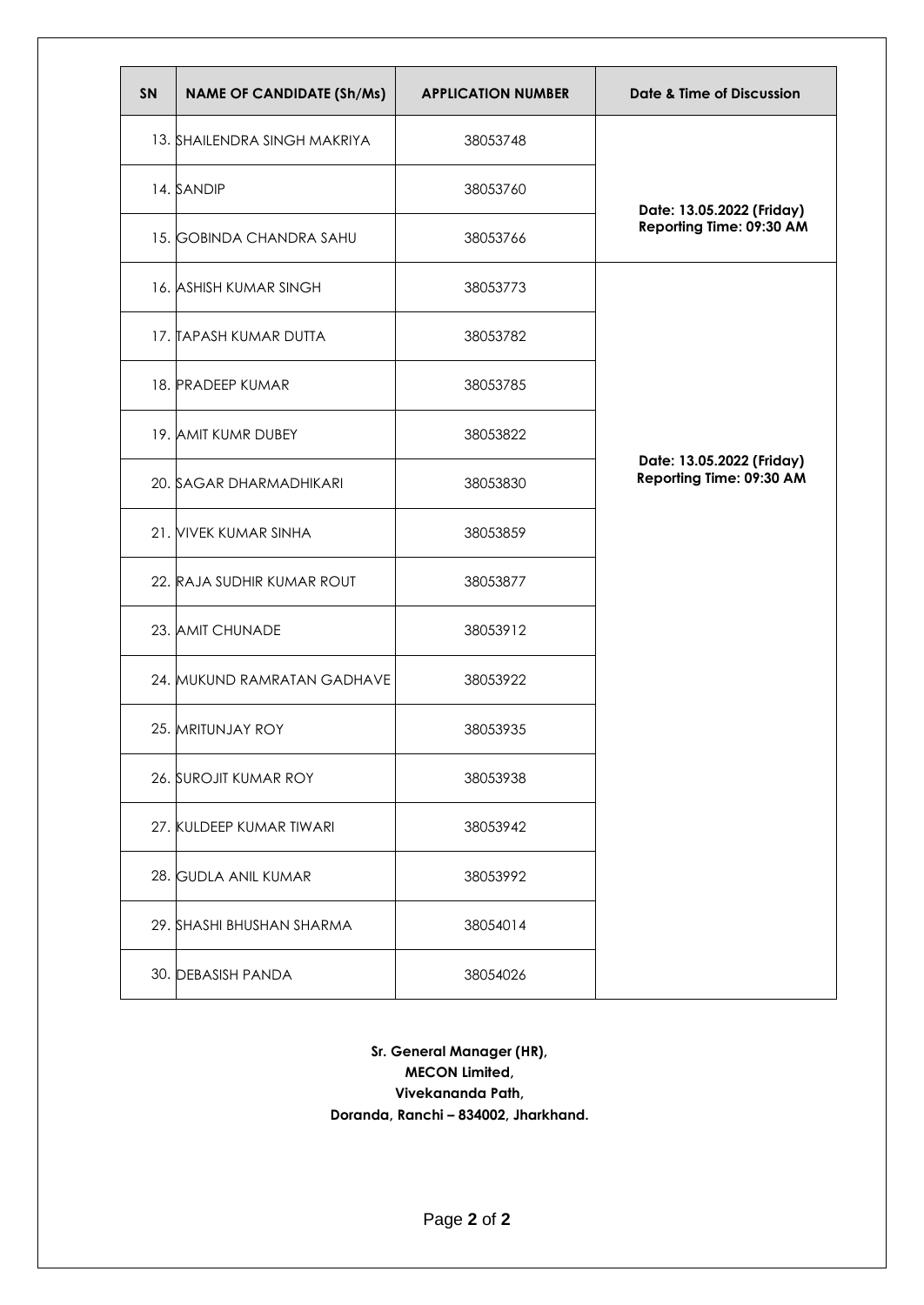| SN | NAME OF CANDIDATE (Sh/Ms) | APPLICATION NUMBER | Date & Time of Discussion |
|---|---|---|---|
| 13. | SHAILENDRA SINGH MAKRIYA | 38053748 | **Date: 13.05.2022 (Friday) Reporting Time: 09:30 AM** |
| 14. | SANDIP | 38053760 | |
| 15. | GOBINDA CHANDRA SAHU | 38053766 | |
| 16. | ASHISH KUMAR SINGH | 38053773 | **Date: 13.05.2022 (Friday) Reporting Time: 09:30 AM** |
| 17. | TAPASH KUMAR DUTTA | 38053782 | |
| 18. | PRADEEP KUMAR | 38053785 | |
| 19. | AMIT KUMR DUBEY | 38053822 | |
| 20. | SAGAR DHARMADHIKARI | 38053830 | |
| 21. | VIVEK KUMAR SINHA | 38053859 | |
| 22. | RAJA SUDHIR KUMAR ROUT | 38053877 | |
| 23. | AMIT CHUNADE | 38053912 | |
| 24. | MUKUND RAMRATAN GADHAVE | 38053922 | |
| 25. | MRITUNJAY ROY | 38053935 | |
| 26. | SUROJIT KUMAR ROY | 38053938 | |
| 27. | KULDEEP KUMAR TIWARI | 38053942 | |
| 28. | GUDLA ANIL KUMAR | 38053992 | |
| 29. | SHASHI BHUSHAN SHARMA | 38054014 | |
| 30. | DEBASISH PANDA | 38054026 | |

**Sr. General Manager (HR),**
**MECON Limited,**
**Vivekananda Path,**
**Doranda, Ranchi – 834002, Jharkhand.**